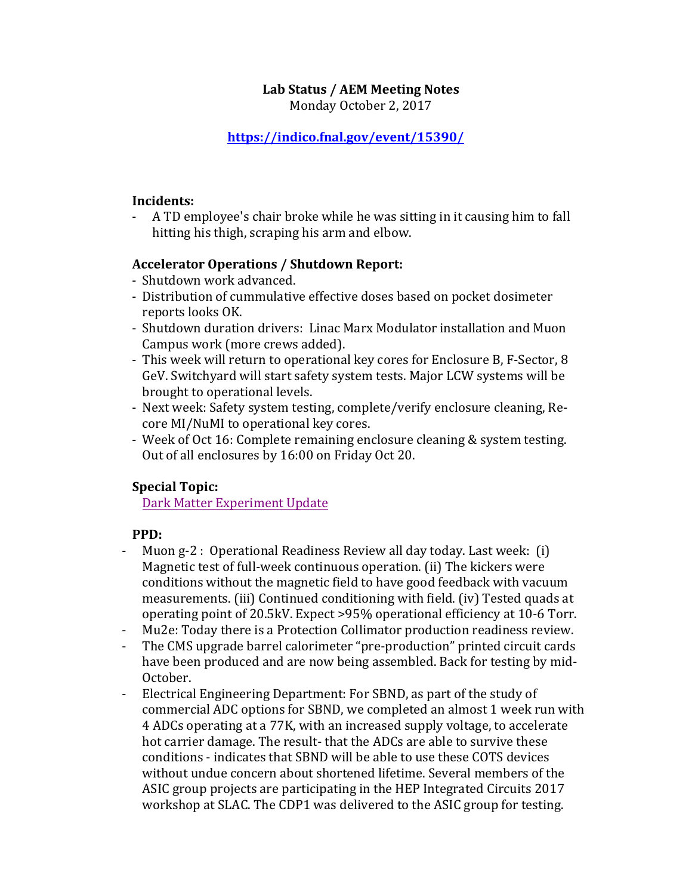**Lab Status / AEM Meeting Notes**
Monday October 2, 2017

**https://indico.fnal.gov/event/15390/**

**Incidents:**

- A TD employee's chair broke while he was sitting in it causing him to fall hitting his thigh, scraping his arm and elbow.

**Accelerator Operations / Shutdown Report:**

- Shutdown work advanced.
- Distribution of cummulative effective doses based on pocket dosimeter reports looks OK.
- Shutdown duration drivers: Linac Marx Modulator installation and Muon Campus work (more crews added).
- This week will return to operational key cores for Enclosure B, F-Sector, 8 GeV. Switchyard will start safety system tests. Major LCW systems will be brought to operational levels.
- Next week: Safety system testing, complete/verify enclosure cleaning, Re-core MI/NuMI to operational key cores.
- Week of Oct 16: Complete remaining enclosure cleaning & system testing. Out of all enclosures by 16:00 on Friday Oct 20.

**Special Topic:**

Dark Matter Experiment Update

**PPD:**

- Muon g-2 : Operational Readiness Review all day today. Last week: (i) Magnetic test of full-week continuous operation. (ii) The kickers were conditions without the magnetic field to have good feedback with vacuum measurements. (iii) Continued conditioning with field. (iv) Tested quads at operating point of 20.5kV. Expect >95% operational efficiency at 10-6 Torr.
- Mu2e: Today there is a Protection Collimator production readiness review.
- The CMS upgrade barrel calorimeter "pre-production" printed circuit cards have been produced and are now being assembled. Back for testing by mid-October.
- Electrical Engineering Department: For SBND, as part of the study of commercial ADC options for SBND, we completed an almost 1 week run with 4 ADCs operating at a 77K, with an increased supply voltage, to accelerate hot carrier damage. The result- that the ADCs are able to survive these conditions - indicates that SBND will be able to use these COTS devices without undue concern about shortened lifetime. Several members of the ASIC group projects are participating in the HEP Integrated Circuits 2017 workshop at SLAC. The CDP1 was delivered to the ASIC group for testing.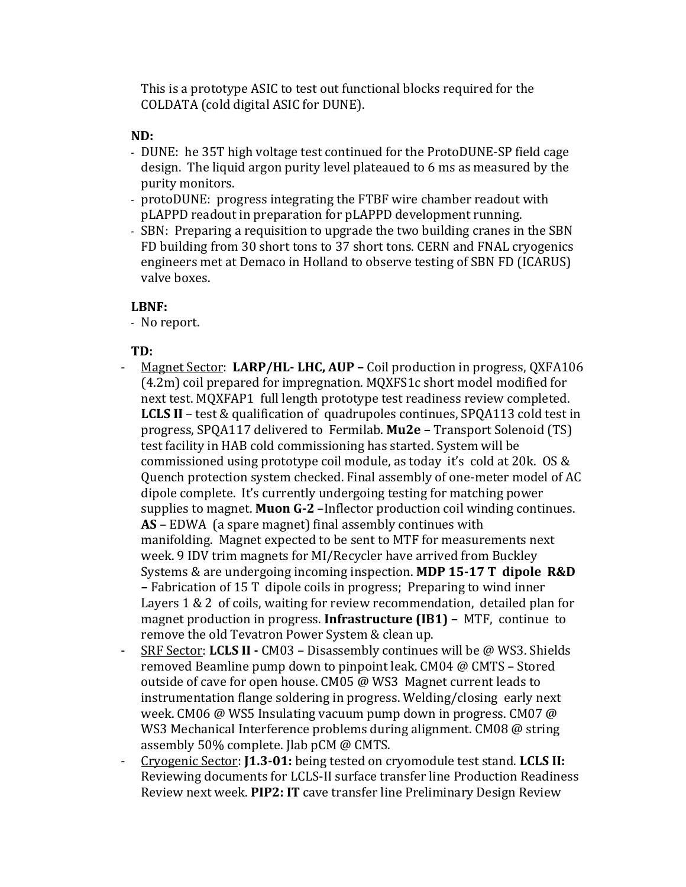This is a prototype ASIC to test out functional blocks required for the COLDATA (cold digital ASIC for DUNE).

**ND:**

- DUNE: he 35T high voltage test continued for the ProtoDUNE-SP field cage design. The liquid argon purity level plateaued to 6 ms as measured by the purity monitors.
- protoDUNE: progress integrating the FTBF wire chamber readout with pLAPPD readout in preparation for pLAPPD development running.
- SBN: Preparing a requisition to upgrade the two building cranes in the SBN FD building from 30 short tons to 37 short tons. CERN and FNAL cryogenics engineers met at Demaco in Holland to observe testing of SBN FD (ICARUS) valve boxes.

**LBNF:**

- No report.

**TD:**

- Magnet Sector: **LARP/HL- LHC, AUP –** Coil production in progress, QXFA106 (4.2m) coil prepared for impregnation. MQXFS1c short model modified for next test. MQXFAP1 full length prototype test readiness review completed. **LCLS II** – test & qualification of quadrupoles continues, SPQA113 cold test in progress, SPQA117 delivered to Fermilab. **Mu2e –** Transport Solenoid (TS) test facility in HAB cold commissioning has started. System will be commissioned using prototype coil module, as today it's cold at 20k. OS & Quench protection system checked. Final assembly of one-meter model of AC dipole complete. It's currently undergoing testing for matching power supplies to magnet. **Muon G-2** –Inflector production coil winding continues. **AS** – EDWA (a spare magnet) final assembly continues with manifolding. Magnet expected to be sent to MTF for measurements next week. 9 IDV trim magnets for MI/Recycler have arrived from Buckley Systems & are undergoing incoming inspection. **MDP 15-17 T dipole R&D –** Fabrication of 15 T dipole coils in progress; Preparing to wind inner Layers 1 & 2 of coils, waiting for review recommendation, detailed plan for magnet production in progress. **Infrastructure (IB1) –** MTF, continue to remove the old Tevatron Power System & clean up.
- SRF Sector: **LCLS II -** CM03 – Disassembly continues will be @ WS3. Shields removed Beamline pump down to pinpoint leak. CM04 @ CMTS – Stored outside of cave for open house. CM05 @ WS3 Magnet current leads to instrumentation flange soldering in progress. Welding/closing early next week. CM06 @ WS5 Insulating vacuum pump down in progress. CM07 @ WS3 Mechanical Interference problems during alignment. CM08 @ string assembly 50% complete. Jlab pCM @ CMTS.
- Cryogenic Sector: **J1.3-01:** being tested on cryomodule test stand. **LCLS II:** Reviewing documents for LCLS-II surface transfer line Production Readiness Review next week. **PIP2: IT** cave transfer line Preliminary Design Review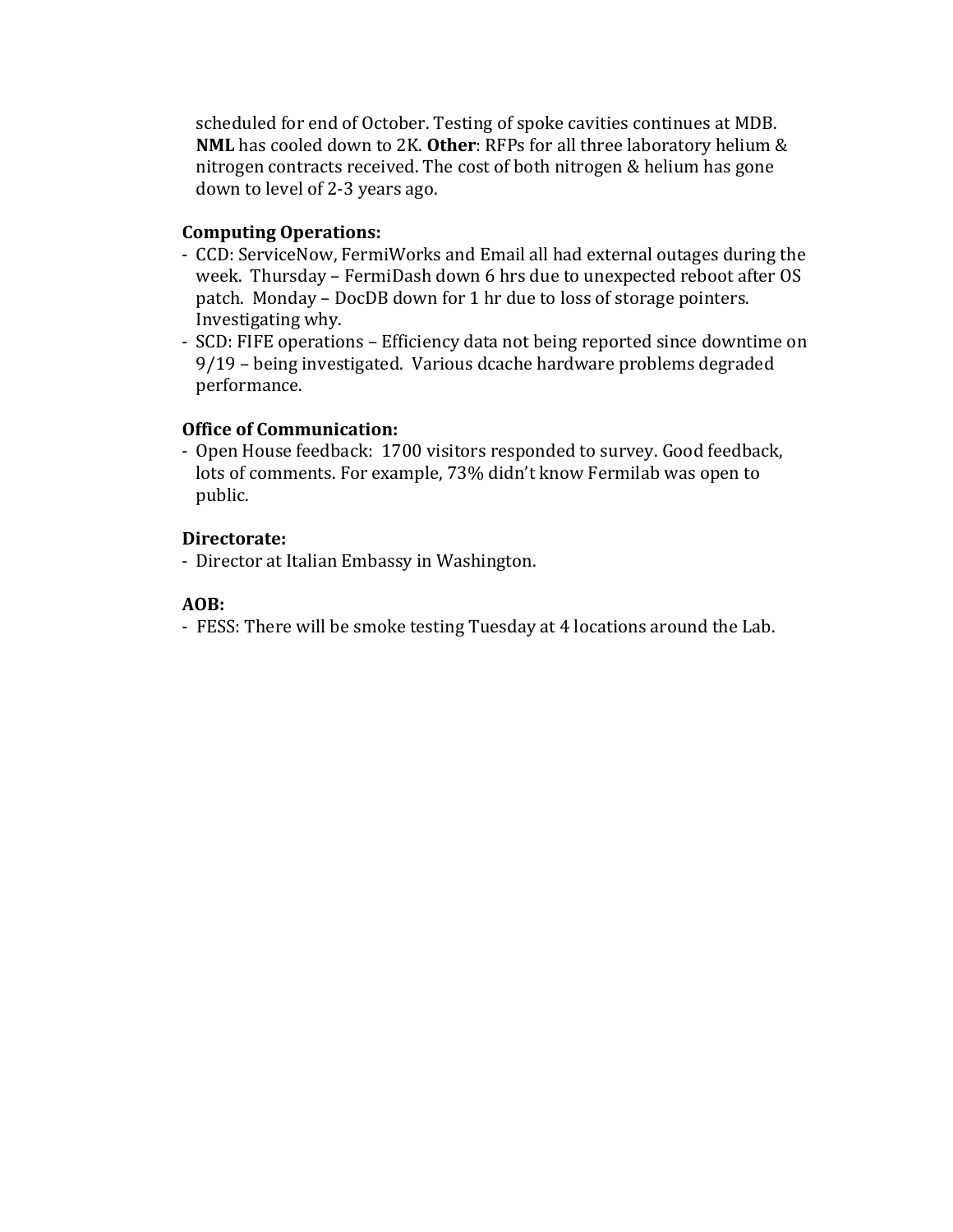scheduled for end of October. Testing of spoke cavities continues at MDB. **NML** has cooled down to 2K. **Other**: RFPs for all three laboratory helium & nitrogen contracts received. The cost of both nitrogen & helium has gone down to level of 2-3 years ago.

**Computing Operations:**

- CCD: ServiceNow, FermiWorks and Email all had external outages during the week. Thursday – FermiDash down 6 hrs due to unexpected reboot after OS patch. Monday – DocDB down for 1 hr due to loss of storage pointers. Investigating why.
- SCD: FIFE operations – Efficiency data not being reported since downtime on 9/19 – being investigated. Various dcache hardware problems degraded performance.

**Office of Communication:**

- Open House feedback: 1700 visitors responded to survey. Good feedback, lots of comments. For example, 73% didn't know Fermilab was open to public.

**Directorate:**

- Director at Italian Embassy in Washington.

**AOB:**

- FESS: There will be smoke testing Tuesday at 4 locations around the Lab.